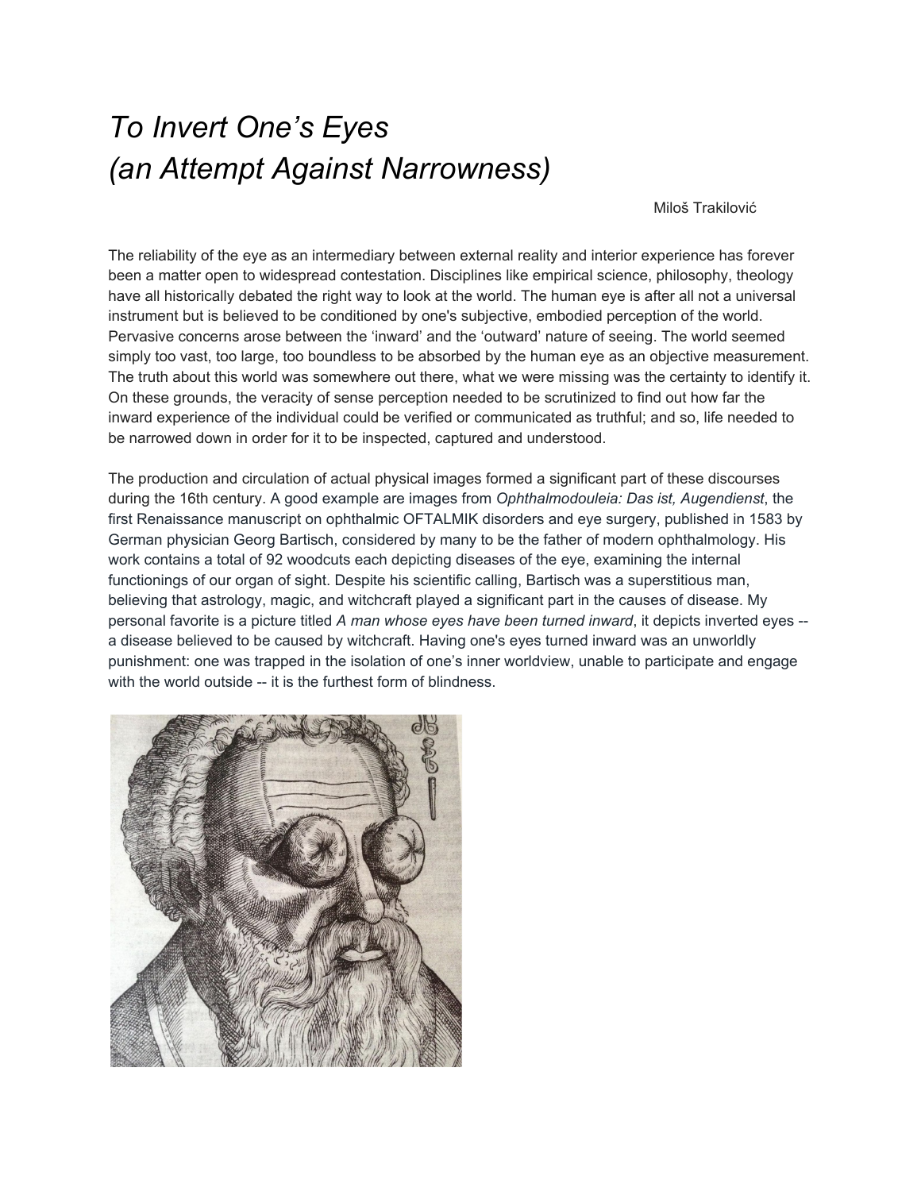# *To Invert One's Eyes*
# *(an Attempt Against Narrowness)*

Miloš Trakilović

The reliability of the eye as an intermediary between external reality and interior experience has forever been a matter open to widespread contestation. Disciplines like empirical science, philosophy, theology have all historically debated the right way to look at the world. The human eye is after all not a universal instrument but is believed to be conditioned by one's subjective, embodied perception of the world. Pervasive concerns arose between the 'inward' and the 'outward' nature of seeing. The world seemed simply too vast, too large, too boundless to be absorbed by the human eye as an objective measurement. The truth about this world was somewhere out there, what we were missing was the certainty to identify it. On these grounds, the veracity of sense perception needed to be scrutinized to find out how far the inward experience of the individual could be verified or communicated as truthful; and so, life needed to be narrowed down in order for it to be inspected, captured and understood.

The production and circulation of actual physical images formed a significant part of these discourses during the 16th century. A good example are images from *Ophthalmodouleia: Das ist, Augendienst*, the first Renaissance manuscript on ophthalmic OFTALMIK disorders and eye surgery, published in 1583 by German physician Georg Bartisch, considered by many to be the father of modern ophthalmology. His work contains a total of 92 woodcuts each depicting diseases of the eye, examining the internal functionings of our organ of sight. Despite his scientific calling, Bartisch was a superstitious man, believing that astrology, magic, and witchcraft played a significant part in the causes of disease. My personal favorite is a picture titled *A man whose eyes have been turned inward*, it depicts inverted eyes -- a disease believed to be caused by witchcraft. Having one's eyes turned inward was an unworldly punishment: one was trapped in the isolation of one's inner worldview, unable to participate and engage with the world outside -- it is the furthest form of blindness.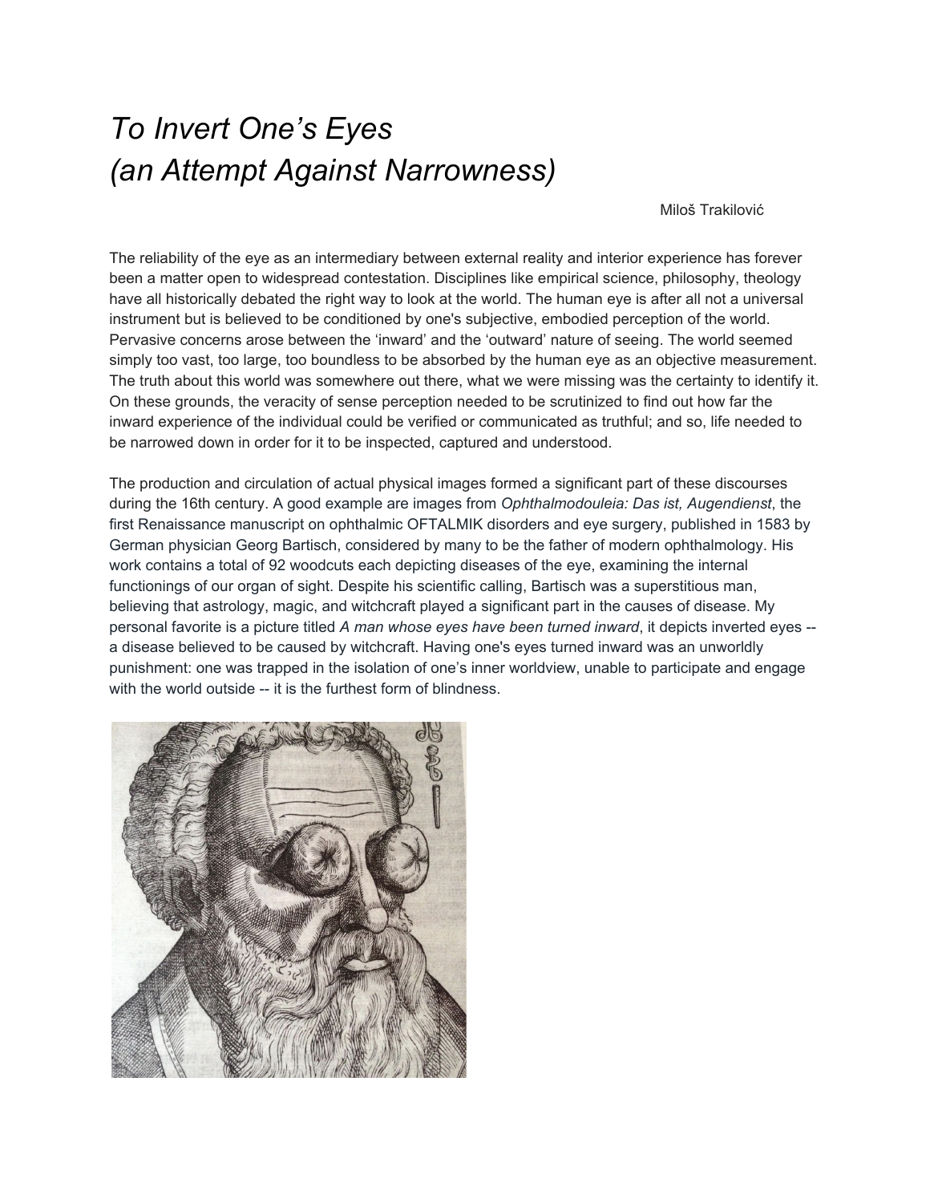# *To Invert One's Eyes (an Attempt Against Narrowness)*

Miloš Trakilović

The reliability of the eye as an intermediary between external reality and interior experience has forever been a matter open to widespread contestation. Disciplines like empirical science, philosophy, theology have all historically debated the right way to look at the world. The human eye is after all not a universal instrument but is believed to be conditioned by one's subjective, embodied perception of the world. Pervasive concerns arose between the 'inward' and the 'outward' nature of seeing. The world seemed simply too vast, too large, too boundless to be absorbed by the human eye as an objective measurement. The truth about this world was somewhere out there, what we were missing was the certainty to identify it. On these grounds, the veracity of sense perception needed to be scrutinized to find out how far the inward experience of the individual could be verified or communicated as truthful; and so, life needed to be narrowed down in order for it to be inspected, captured and understood.

The production and circulation of actual physical images formed a significant part of these discourses during the 16th century. A good example are images from *Ophthalmodouleia: Das ist, Augendienst*, the first Renaissance manuscript on ophthalmic OFTALMIK disorders and eye surgery, published in 1583 by German physician Georg Bartisch, considered by many to be the father of modern ophthalmology. His work contains a total of 92 woodcuts each depicting diseases of the eye, examining the internal functionings of our organ of sight. Despite his scientific calling, Bartisch was a superstitious man, believing that astrology, magic, and witchcraft played a significant part in the causes of disease. My personal favorite is a picture titled *A man whose eyes have been turned inward*, it depicts inverted eyes -- a disease believed to be caused by witchcraft. Having one's eyes turned inward was an unworldly punishment: one was trapped in the isolation of one's inner worldview, unable to participate and engage with the world outside -- it is the furthest form of blindness.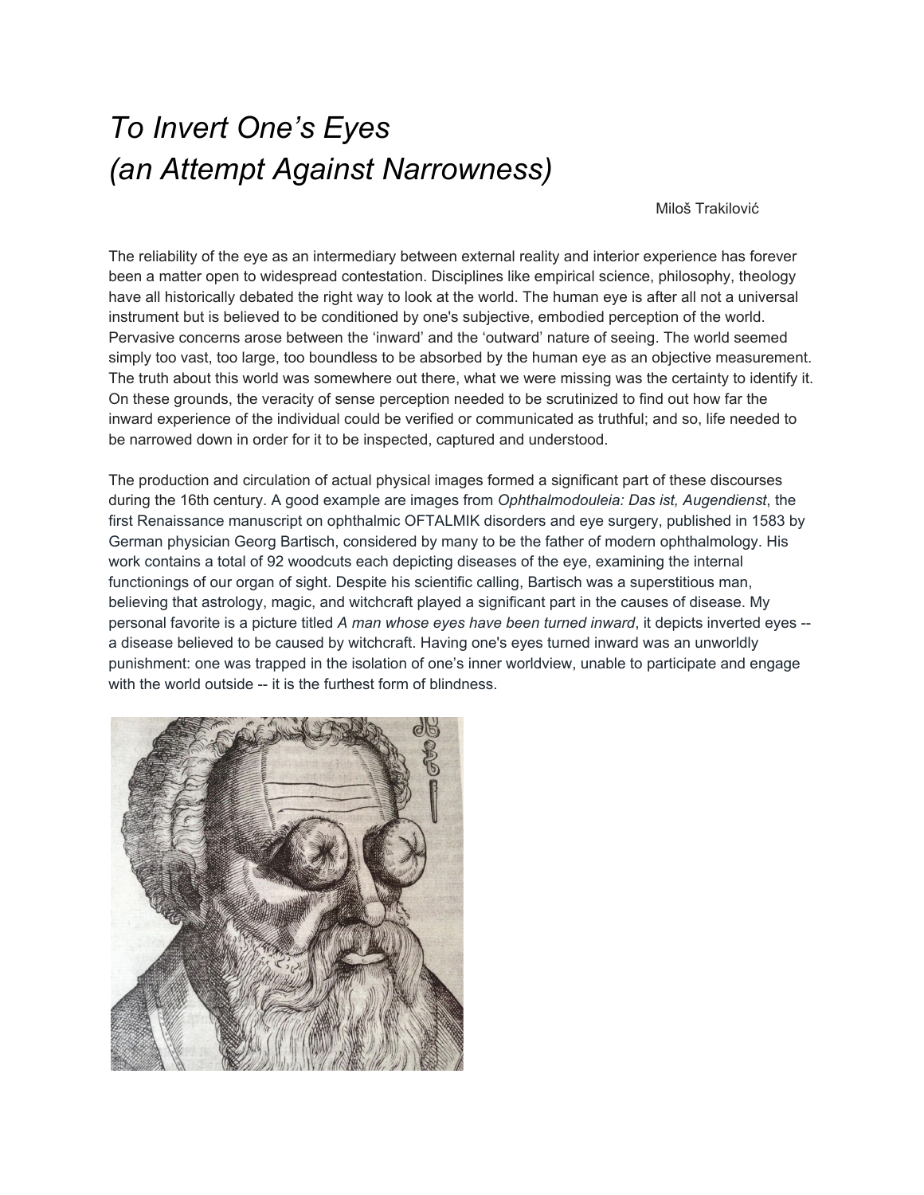# *To Invert One's Eyes*
# *(an Attempt Against Narrowness)*

Miloš Trakilović

The reliability of the eye as an intermediary between external reality and interior experience has forever been a matter open to widespread contestation. Disciplines like empirical science, philosophy, theology have all historically debated the right way to look at the world. The human eye is after all not a universal instrument but is believed to be conditioned by one's subjective, embodied perception of the world. Pervasive concerns arose between the 'inward' and the 'outward' nature of seeing. The world seemed simply too vast, too large, too boundless to be absorbed by the human eye as an objective measurement. The truth about this world was somewhere out there, what we were missing was the certainty to identify it. On these grounds, the veracity of sense perception needed to be scrutinized to find out how far the inward experience of the individual could be verified or communicated as truthful; and so, life needed to be narrowed down in order for it to be inspected, captured and understood.

The production and circulation of actual physical images formed a significant part of these discourses during the 16th century. A good example are images from *Ophthalmodouleia: Das ist, Augendienst*, the first Renaissance manuscript on ophthalmic OFTALMIK disorders and eye surgery, published in 1583 by German physician Georg Bartisch, considered by many to be the father of modern ophthalmology. His work contains a total of 92 woodcuts each depicting diseases of the eye, examining the internal functionings of our organ of sight. Despite his scientific calling, Bartisch was a superstitious man, believing that astrology, magic, and witchcraft played a significant part in the causes of disease. My personal favorite is a picture titled *A man whose eyes have been turned inward*, it depicts inverted eyes -- a disease believed to be caused by witchcraft. Having one's eyes turned inward was an unworldly punishment: one was trapped in the isolation of one's inner worldview, unable to participate and engage with the world outside -- it is the furthest form of blindness.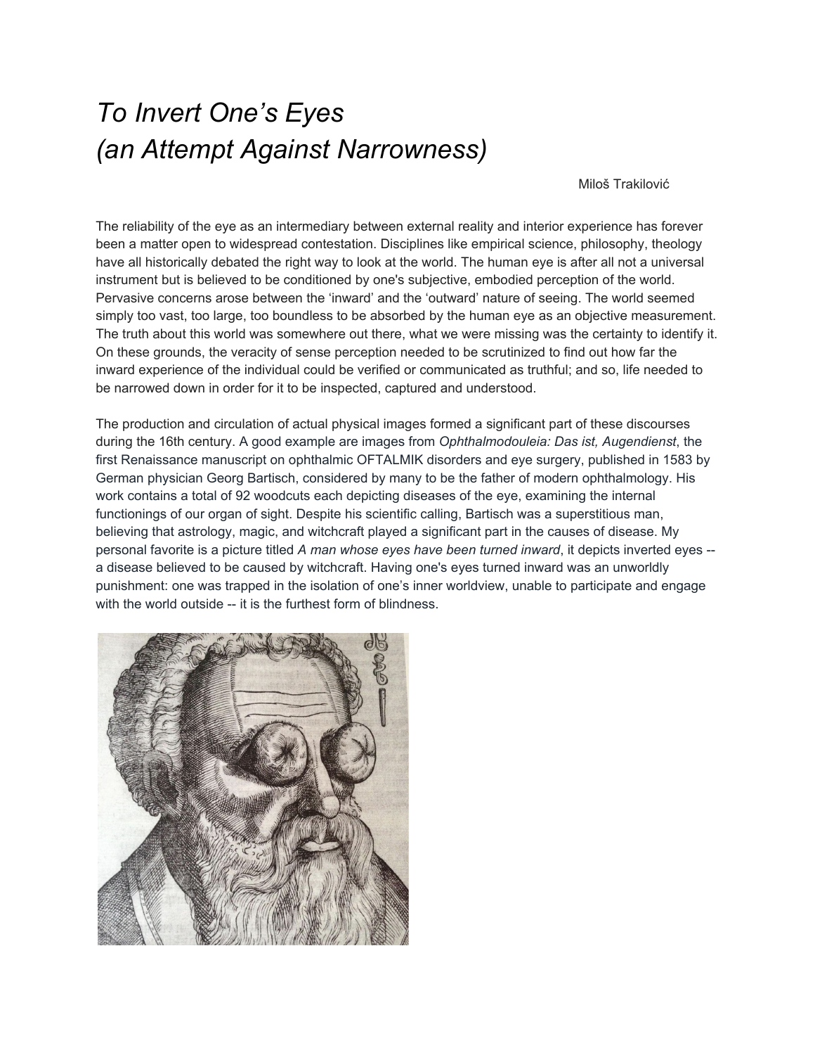# *To Invert One's Eyes*
# *(an Attempt Against Narrowness)*

Miloš Trakilović

The reliability of the eye as an intermediary between external reality and interior experience has forever been a matter open to widespread contestation. Disciplines like empirical science, philosophy, theology have all historically debated the right way to look at the world. The human eye is after all not a universal instrument but is believed to be conditioned by one's subjective, embodied perception of the world. Pervasive concerns arose between the 'inward' and the 'outward' nature of seeing. The world seemed simply too vast, too large, too boundless to be absorbed by the human eye as an objective measurement. The truth about this world was somewhere out there, what we were missing was the certainty to identify it. On these grounds, the veracity of sense perception needed to be scrutinized to find out how far the inward experience of the individual could be verified or communicated as truthful; and so, life needed to be narrowed down in order for it to be inspected, captured and understood.

The production and circulation of actual physical images formed a significant part of these discourses during the 16th century. A good example are images from *Ophthalmodouleia: Das ist, Augendienst*, the first Renaissance manuscript on ophthalmic OFTALMIK disorders and eye surgery, published in 1583 by German physician Georg Bartisch, considered by many to be the father of modern ophthalmology. His work contains a total of 92 woodcuts each depicting diseases of the eye, examining the internal functionings of our organ of sight. Despite his scientific calling, Bartisch was a superstitious man, believing that astrology, magic, and witchcraft played a significant part in the causes of disease. My personal favorite is a picture titled *A man whose eyes have been turned inward*, it depicts inverted eyes -- a disease believed to be caused by witchcraft. Having one's eyes turned inward was an unworldly punishment: one was trapped in the isolation of one's inner worldview, unable to participate and engage with the world outside -- it is the furthest form of blindness.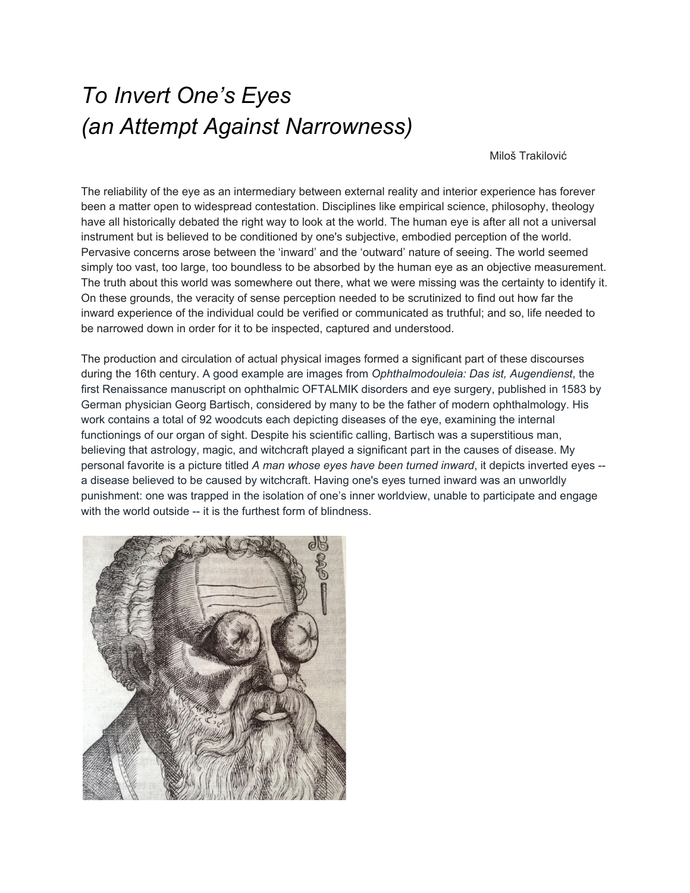# *To Invert One's Eyes (an Attempt Against Narrowness)*

Miloš Trakilović

The reliability of the eye as an intermediary between external reality and interior experience has forever been a matter open to widespread contestation. Disciplines like empirical science, philosophy, theology have all historically debated the right way to look at the world. The human eye is after all not a universal instrument but is believed to be conditioned by one's subjective, embodied perception of the world. Pervasive concerns arose between the 'inward' and the 'outward' nature of seeing. The world seemed simply too vast, too large, too boundless to be absorbed by the human eye as an objective measurement. The truth about this world was somewhere out there, what we were missing was the certainty to identify it. On these grounds, the veracity of sense perception needed to be scrutinized to find out how far the inward experience of the individual could be verified or communicated as truthful; and so, life needed to be narrowed down in order for it to be inspected, captured and understood.

The production and circulation of actual physical images formed a significant part of these discourses during the 16th century. A good example are images from *Ophthalmodouleia: Das ist, Augendienst*, the first Renaissance manuscript on ophthalmic OFTALMIK disorders and eye surgery, published in 1583 by German physician Georg Bartisch, considered by many to be the father of modern ophthalmology. His work contains a total of 92 woodcuts each depicting diseases of the eye, examining the internal functionings of our organ of sight. Despite his scientific calling, Bartisch was a superstitious man, believing that astrology, magic, and witchcraft played a significant part in the causes of disease. My personal favorite is a picture titled *A man whose eyes have been turned inward*, it depicts inverted eyes -- a disease believed to be caused by witchcraft. Having one's eyes turned inward was an unworldly punishment: one was trapped in the isolation of one's inner worldview, unable to participate and engage with the world outside -- it is the furthest form of blindness.